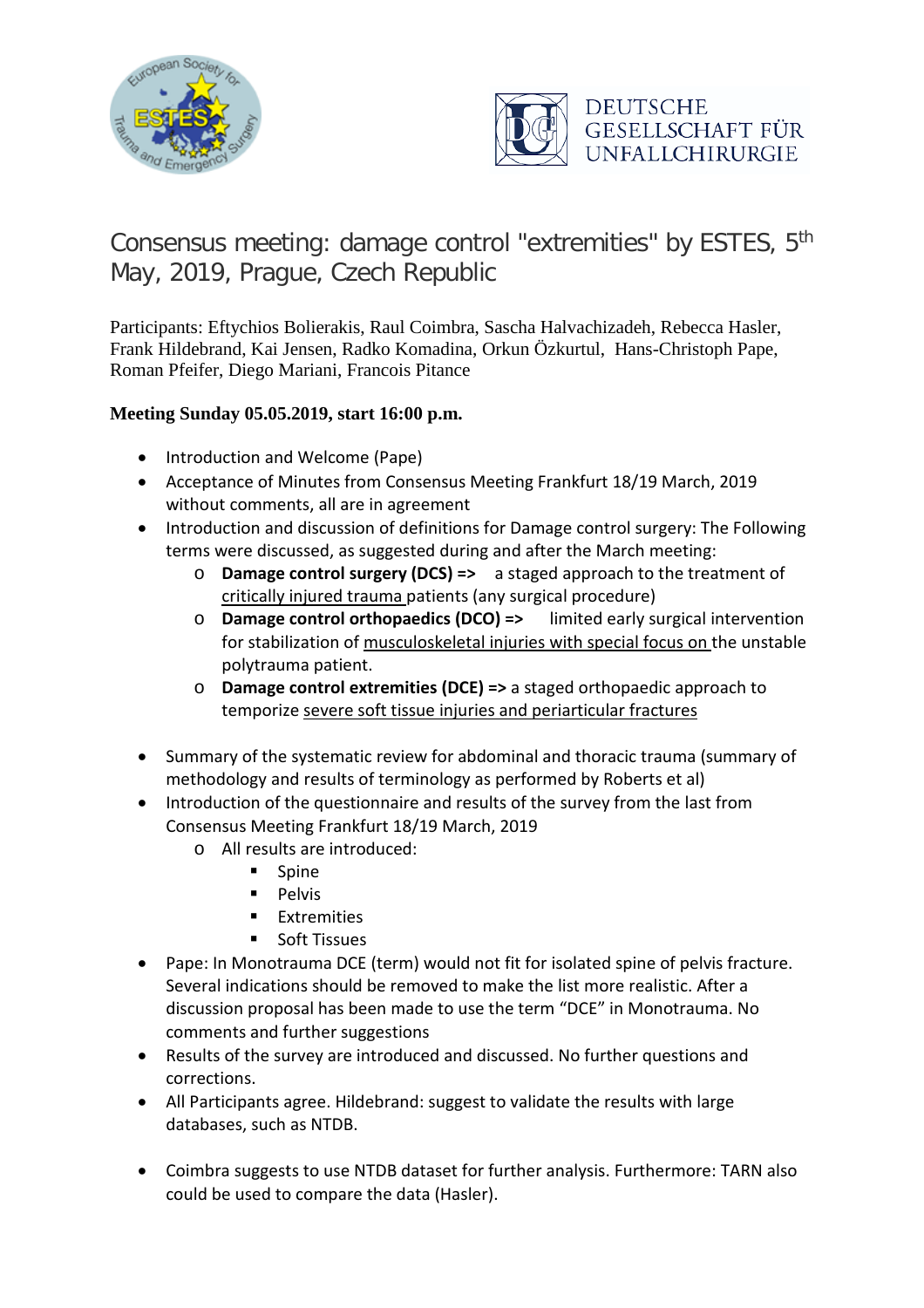DEUTSCHE GESELLSCHAFT FÜR UNFALLCHIRURGIE

# Consensus meeting: damage control "extremities" by ESTES, 5th May, 2019, Prague, Czech Republic

Participants: Eftychios Bolierakis, Raul Coimbra, Sascha Halvachizadeh, Rebecca Hasler, Frank Hildebrand, Kai Jensen, Radko Komadina, Orkun Özkurtul, Hans-Christoph Pape, Roman Pfeifer, Diego Mariani, Francois Pitance

**Meeting Sunday 05.05.2019, start 16:00 p.m.**

- Introduction and Welcome (Pape)
- Acceptance of Minutes from Consensus Meeting Frankfurt 18/19 March, 2019 without comments, all are in agreement
- Introduction and discussion of definitions for Damage control surgery: The Following terms were discussed, as suggested during and after the March meeting:
  - **Damage control surgery (DCS) =>** a staged approach to the treatment of critically injured trauma patients (any surgical procedure)
  - **Damage control orthopaedics (DCO) =>** limited early surgical intervention for stabilization of musculoskeletal injuries with special focus on the unstable polytrauma patient.
  - **Damage control extremities (DCE) =>** a staged orthopaedic approach to temporize severe soft tissue injuries and periarticular fractures
- Summary of the systematic review for abdominal and thoracic trauma (summary of methodology and results of terminology as performed by Roberts et al)
- Introduction of the questionnaire and results of the survey from the last from Consensus Meeting Frankfurt 18/19 March, 2019
  - All results are introduced:
    - Spine
    - Pelvis
    - Extremities
    - Soft Tissues
- Pape: In Monotrauma DCE (term) would not fit for isolated spine of pelvis fracture. Several indications should be removed to make the list more realistic. After a discussion proposal has been made to use the term "DCE" in Monotrauma. No comments and further suggestions
- Results of the survey are introduced and discussed. No further questions and corrections.
- All Participants agree. Hildebrand: suggest to validate the results with large databases, such as NTDB.
- Coimbra suggests to use NTDB dataset for further analysis. Furthermore: TARN also could be used to compare the data (Hasler).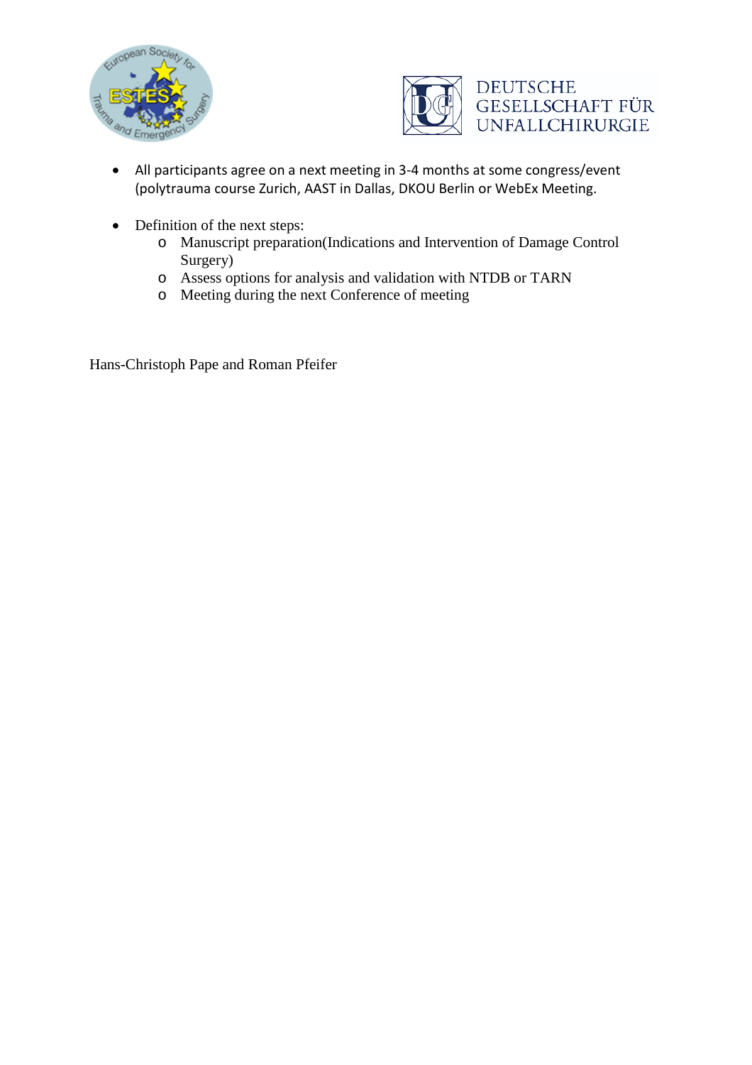- All participants agree on a next meeting in 3-4 months at some congress/event (polytrauma course Zurich, AAST in Dallas, DKOU Berlin or WebEx Meeting.

- Definition of the next steps:
  - Manuscript preparation(Indications and Intervention of Damage Control Surgery)
  - Assess options for analysis and validation with NTDB or TARN
  - Meeting during the next Conference of meeting

Hans-Christoph Pape and Roman Pfeifer